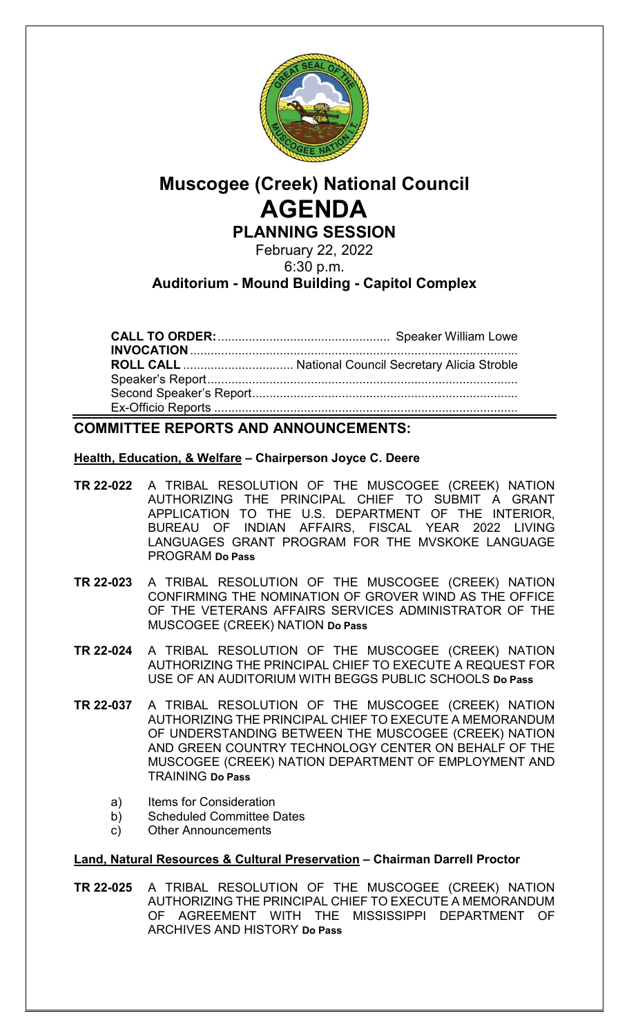# Muscogee (Creek) National Council

# AGENDA

## PLANNING SESSION

February 22, 2022

6:30 p.m.

**Auditorium - Mound Building - Capitol Complex**

**CALL TO ORDER:** .................................................. Speaker William Lowe

**INVOCATION** ..............................................................................................

**ROLL CALL** ................................ National Council Secretary Alicia Stroble

Speaker's Report..........................................................................................

Second Speaker's Report.............................................................................

Ex-Officio Reports ........................................................................................

## COMMITTEE REPORTS AND ANNOUNCEMENTS:

**Health, Education, & Welfare – Chairperson Joyce C. Deere**

**TR 22-022** A TRIBAL RESOLUTION OF THE MUSCOGEE (CREEK) NATION AUTHORIZING THE PRINCIPAL CHIEF TO SUBMIT A GRANT APPLICATION TO THE U.S. DEPARTMENT OF THE INTERIOR, BUREAU OF INDIAN AFFAIRS, FISCAL YEAR 2022 LIVING LANGUAGES GRANT PROGRAM FOR THE MVSKOKE LANGUAGE PROGRAM **Do Pass**

**TR 22-023** A TRIBAL RESOLUTION OF THE MUSCOGEE (CREEK) NATION CONFIRMING THE NOMINATION OF GROVER WIND AS THE OFFICE OF THE VETERANS AFFAIRS SERVICES ADMINISTRATOR OF THE MUSCOGEE (CREEK) NATION **Do Pass**

**TR 22-024** A TRIBAL RESOLUTION OF THE MUSCOGEE (CREEK) NATION AUTHORIZING THE PRINCIPAL CHIEF TO EXECUTE A REQUEST FOR USE OF AN AUDITORIUM WITH BEGGS PUBLIC SCHOOLS **Do Pass**

**TR 22-037** A TRIBAL RESOLUTION OF THE MUSCOGEE (CREEK) NATION AUTHORIZING THE PRINCIPAL CHIEF TO EXECUTE A MEMORANDUM OF UNDERSTANDING BETWEEN THE MUSCOGEE (CREEK) NATION AND GREEN COUNTRY TECHNOLOGY CENTER ON BEHALF OF THE MUSCOGEE (CREEK) NATION DEPARTMENT OF EMPLOYMENT AND TRAINING **Do Pass**

a) Items for Consideration
b) Scheduled Committee Dates
c) Other Announcements

**Land, Natural Resources & Cultural Preservation – Chairman Darrell Proctor**

**TR 22-025** A TRIBAL RESOLUTION OF THE MUSCOGEE (CREEK) NATION AUTHORIZING THE PRINCIPAL CHIEF TO EXECUTE A MEMORANDUM OF AGREEMENT WITH THE MISSISSIPPI DEPARTMENT OF ARCHIVES AND HISTORY **Do Pass**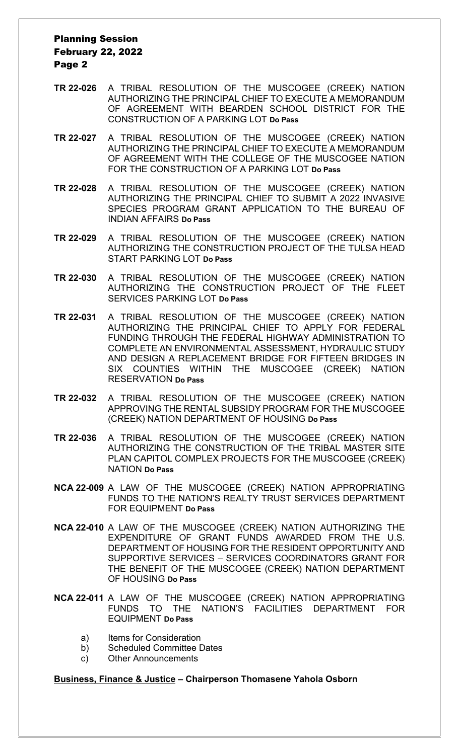- **TR 22-026** A TRIBAL RESOLUTION OF THE MUSCOGEE (CREEK) NATION AUTHORIZING THE PRINCIPAL CHIEF TO EXECUTE A MEMORANDUM OF AGREEMENT WITH BEARDEN SCHOOL DISTRICT FOR THE CONSTRUCTION OF A PARKING LOT **Do Pass**

- **TR 22-027** A TRIBAL RESOLUTION OF THE MUSCOGEE (CREEK) NATION AUTHORIZING THE PRINCIPAL CHIEF TO EXECUTE A MEMORANDUM OF AGREEMENT WITH THE COLLEGE OF THE MUSCOGEE NATION FOR THE CONSTRUCTION OF A PARKING LOT **Do Pass**

- **TR 22-028** A TRIBAL RESOLUTION OF THE MUSCOGEE (CREEK) NATION AUTHORIZING THE PRINCIPAL CHIEF TO SUBMIT A 2022 INVASIVE SPECIES PROGRAM GRANT APPLICATION TO THE BUREAU OF INDIAN AFFAIRS **Do Pass**

- **TR 22-029** A TRIBAL RESOLUTION OF THE MUSCOGEE (CREEK) NATION AUTHORIZING THE CONSTRUCTION PROJECT OF THE TULSA HEAD START PARKING LOT **Do Pass**

- **TR 22-030** A TRIBAL RESOLUTION OF THE MUSCOGEE (CREEK) NATION AUTHORIZING THE CONSTRUCTION PROJECT OF THE FLEET SERVICES PARKING LOT **Do Pass**

- **TR 22-031** A TRIBAL RESOLUTION OF THE MUSCOGEE (CREEK) NATION AUTHORIZING THE PRINCIPAL CHIEF TO APPLY FOR FEDERAL FUNDING THROUGH THE FEDERAL HIGHWAY ADMINISTRATION TO COMPLETE AN ENVIRONMENTAL ASSESSMENT, HYDRAULIC STUDY AND DESIGN A REPLACEMENT BRIDGE FOR FIFTEEN BRIDGES IN SIX COUNTIES WITHIN THE MUSCOGEE (CREEK) NATION RESERVATION **Do Pass**

- **TR 22-032** A TRIBAL RESOLUTION OF THE MUSCOGEE (CREEK) NATION APPROVING THE RENTAL SUBSIDY PROGRAM FOR THE MUSCOGEE (CREEK) NATION DEPARTMENT OF HOUSING **Do Pass**

- **TR 22-036** A TRIBAL RESOLUTION OF THE MUSCOGEE (CREEK) NATION AUTHORIZING THE CONSTRUCTION OF THE TRIBAL MASTER SITE PLAN CAPITOL COMPLEX PROJECTS FOR THE MUSCOGEE (CREEK) NATION **Do Pass**

- **NCA 22-009** A LAW OF THE MUSCOGEE (CREEK) NATION APPROPRIATING FUNDS TO THE NATION'S REALTY TRUST SERVICES DEPARTMENT FOR EQUIPMENT **Do Pass**

- **NCA 22-010** A LAW OF THE MUSCOGEE (CREEK) NATION AUTHORIZING THE EXPENDITURE OF GRANT FUNDS AWARDED FROM THE U.S. DEPARTMENT OF HOUSING FOR THE RESIDENT OPPORTUNITY AND SUPPORTIVE SERVICES – SERVICES COORDINATORS GRANT FOR THE BENEFIT OF THE MUSCOGEE (CREEK) NATION DEPARTMENT OF HOUSING **Do Pass**

- **NCA 22-011** A LAW OF THE MUSCOGEE (CREEK) NATION APPROPRIATING FUNDS TO THE NATION'S FACILITIES DEPARTMENT FOR EQUIPMENT **Do Pass**

  a) Items for Consideration
  b) Scheduled Committee Dates
  c) Other Announcements

**Business, Finance & Justice – Chairperson Thomasene Yahola Osborn**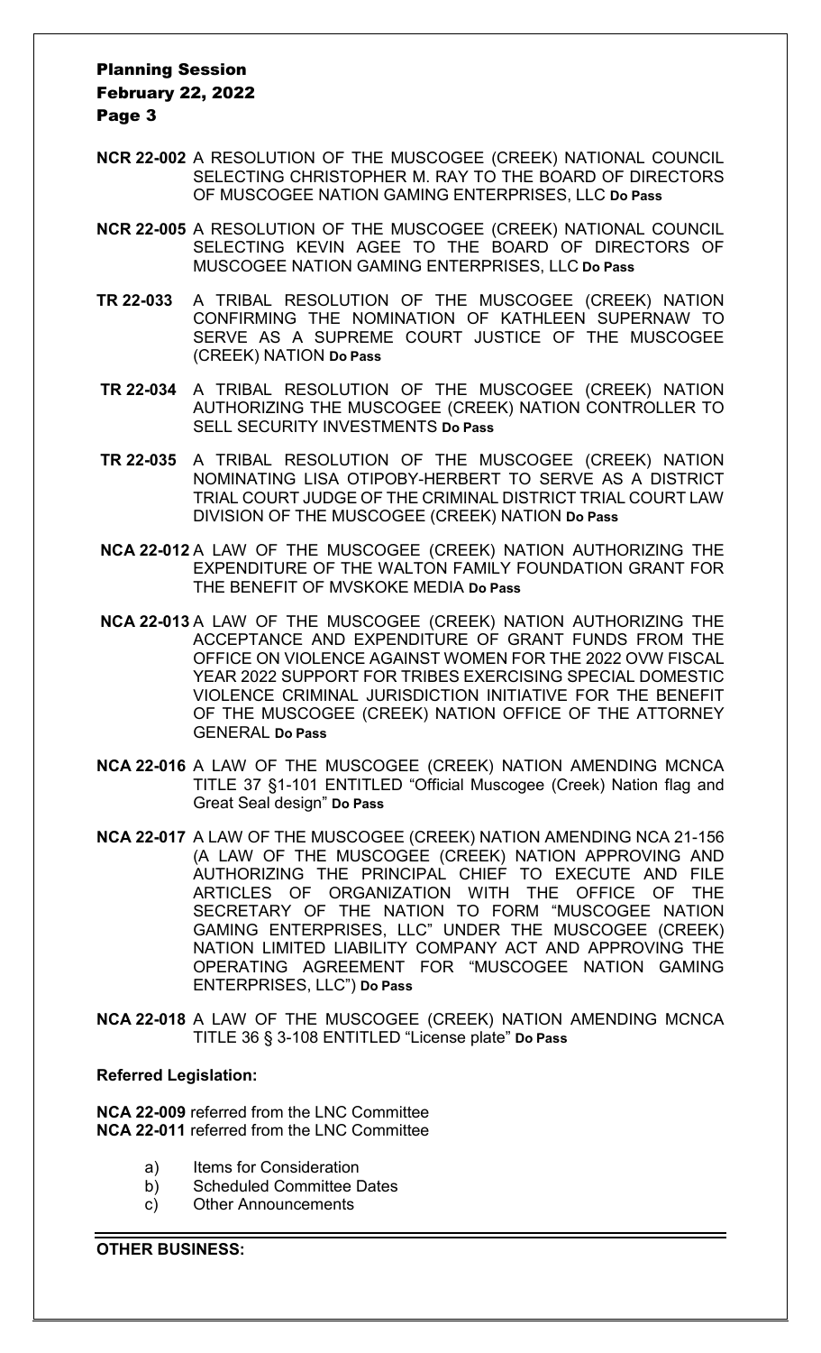**NCR 22-002** A RESOLUTION OF THE MUSCOGEE (CREEK) NATIONAL COUNCIL SELECTING CHRISTOPHER M. RAY TO THE BOARD OF DIRECTORS OF MUSCOGEE NATION GAMING ENTERPRISES, LLC **Do Pass**

**NCR 22-005** A RESOLUTION OF THE MUSCOGEE (CREEK) NATIONAL COUNCIL SELECTING KEVIN AGEE TO THE BOARD OF DIRECTORS OF MUSCOGEE NATION GAMING ENTERPRISES, LLC **Do Pass**

**TR 22-033** A TRIBAL RESOLUTION OF THE MUSCOGEE (CREEK) NATION CONFIRMING THE NOMINATION OF KATHLEEN SUPERNAW TO SERVE AS A SUPREME COURT JUSTICE OF THE MUSCOGEE (CREEK) NATION **Do Pass**

**TR 22-034** A TRIBAL RESOLUTION OF THE MUSCOGEE (CREEK) NATION AUTHORIZING THE MUSCOGEE (CREEK) NATION CONTROLLER TO SELL SECURITY INVESTMENTS **Do Pass**

**TR 22-035** A TRIBAL RESOLUTION OF THE MUSCOGEE (CREEK) NATION NOMINATING LISA OTIPOBY-HERBERT TO SERVE AS A DISTRICT TRIAL COURT JUDGE OF THE CRIMINAL DISTRICT TRIAL COURT LAW DIVISION OF THE MUSCOGEE (CREEK) NATION **Do Pass**

**NCA 22-012** A LAW OF THE MUSCOGEE (CREEK) NATION AUTHORIZING THE EXPENDITURE OF THE WALTON FAMILY FOUNDATION GRANT FOR THE BENEFIT OF MVSKOKE MEDIA **Do Pass**

**NCA 22-013** A LAW OF THE MUSCOGEE (CREEK) NATION AUTHORIZING THE ACCEPTANCE AND EXPENDITURE OF GRANT FUNDS FROM THE OFFICE ON VIOLENCE AGAINST WOMEN FOR THE 2022 OVW FISCAL YEAR 2022 SUPPORT FOR TRIBES EXERCISING SPECIAL DOMESTIC VIOLENCE CRIMINAL JURISDICTION INITIATIVE FOR THE BENEFIT OF THE MUSCOGEE (CREEK) NATION OFFICE OF THE ATTORNEY GENERAL **Do Pass**

**NCA 22-016** A LAW OF THE MUSCOGEE (CREEK) NATION AMENDING MCNCA TITLE 37 §1-101 ENTITLED "Official Muscogee (Creek) Nation flag and Great Seal design" **Do Pass**

**NCA 22-017** A LAW OF THE MUSCOGEE (CREEK) NATION AMENDING NCA 21-156 (A LAW OF THE MUSCOGEE (CREEK) NATION APPROVING AND AUTHORIZING THE PRINCIPAL CHIEF TO EXECUTE AND FILE ARTICLES OF ORGANIZATION WITH THE OFFICE OF THE SECRETARY OF THE NATION TO FORM "MUSCOGEE NATION GAMING ENTERPRISES, LLC" UNDER THE MUSCOGEE (CREEK) NATION LIMITED LIABILITY COMPANY ACT AND APPROVING THE OPERATING AGREEMENT FOR "MUSCOGEE NATION GAMING ENTERPRISES, LLC") **Do Pass**

**NCA 22-018** A LAW OF THE MUSCOGEE (CREEK) NATION AMENDING MCNCA TITLE 36 § 3-108 ENTITLED "License plate" **Do Pass**

**Referred Legislation:**

**NCA 22-009** referred from the LNC Committee
**NCA 22-011** referred from the LNC Committee

a) Items for Consideration
b) Scheduled Committee Dates
c) Other Announcements

**OTHER BUSINESS:**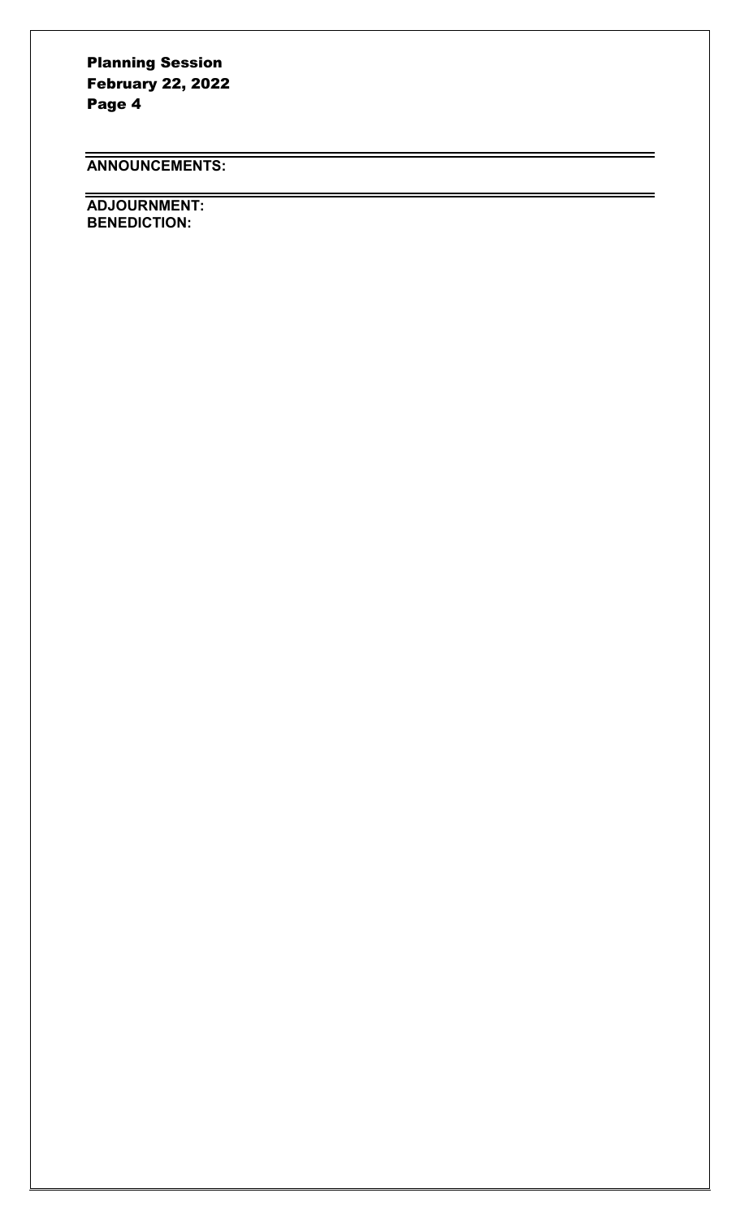**ANNOUNCEMENTS:**

**ADJOURNMENT:**
**BENEDICTION:**